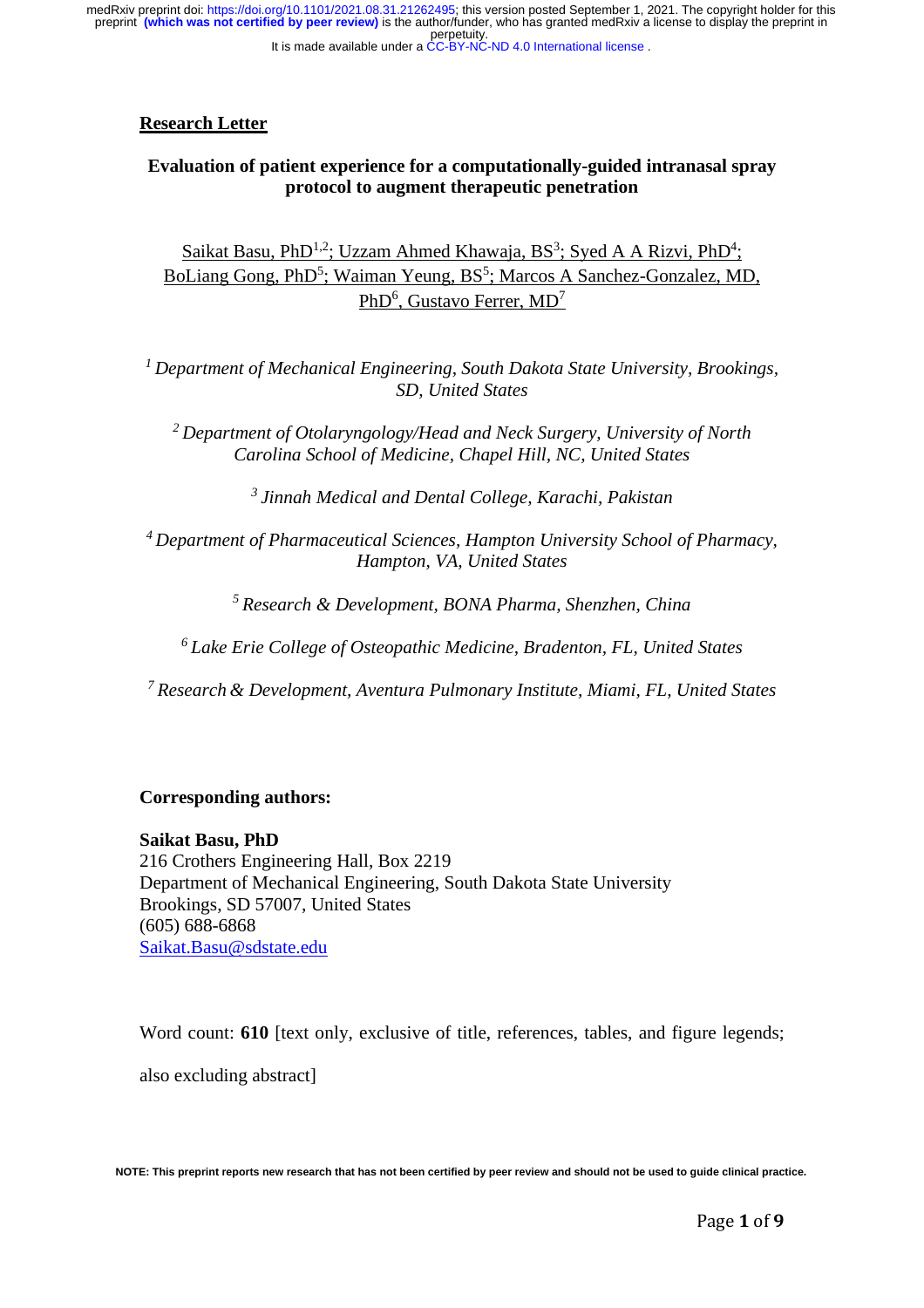**Research Letter**

# Evaluation of patient experience for a computationally-guided intranasal spray protocol to augment therapeutic penetration

Saikat Basu, PhD[1,2]; Uzzam Ahmed Khawaja, BS[3]; Syed A A Rizvi, PhD[4]; BoLiang Gong, PhD[5]; Waiman Yeung, BS[5]; Marcos A Sanchez-Gonzalez, MD, PhD[6], Gustavo Ferrer, MD[7]

[1] *Department of Mechanical Engineering, South Dakota State University, Brookings, SD, United States*

[2] *Department of Otolaryngology/Head and Neck Surgery, University of North Carolina School of Medicine, Chapel Hill, NC, United States*

[3] *Jinnah Medical and Dental College, Karachi, Pakistan*

[4] *Department of Pharmaceutical Sciences, Hampton University School of Pharmacy, Hampton, VA, United States*

[5] *Research & Development, BONA Pharma, Shenzhen, China*

[6] *Lake Erie College of Osteopathic Medicine, Bradenton, FL, United States*

[7] *Research & Development, Aventura Pulmonary Institute, Miami, FL, United States*

**Corresponding authors:**

**Saikat Basu, PhD**
216 Crothers Engineering Hall, Box 2219
Department of Mechanical Engineering, South Dakota State University
Brookings, SD 57007, United States
(605) 688-6868
Saikat.Basu@sdstate.edu

Word count: **610** [text only, exclusive of title, references, tables, and figure legends; also excluding abstract]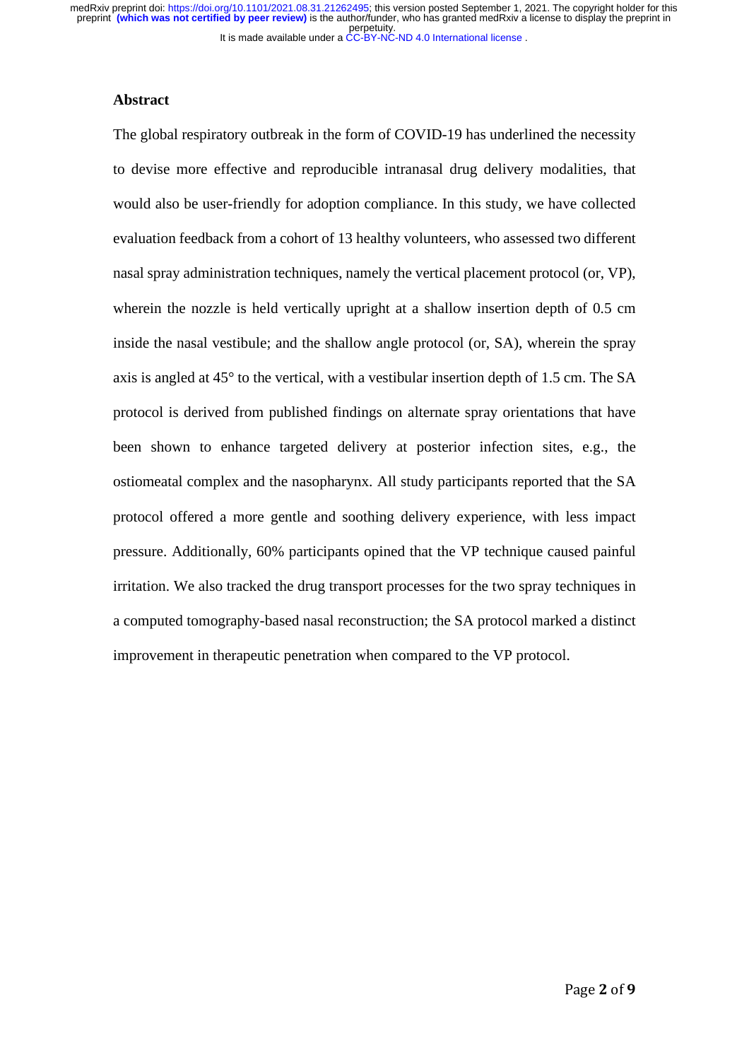## Abstract

The global respiratory outbreak in the form of COVID-19 has underlined the necessity to devise more effective and reproducible intranasal drug delivery modalities, that would also be user-friendly for adoption compliance. In this study, we have collected evaluation feedback from a cohort of 13 healthy volunteers, who assessed two different nasal spray administration techniques, namely the vertical placement protocol (or, VP), wherein the nozzle is held vertically upright at a shallow insertion depth of 0.5 cm inside the nasal vestibule; and the shallow angle protocol (or, SA), wherein the spray axis is angled at 45° to the vertical, with a vestibular insertion depth of 1.5 cm. The SA protocol is derived from published findings on alternate spray orientations that have been shown to enhance targeted delivery at posterior infection sites, e.g., the ostiomeatal complex and the nasopharynx. All study participants reported that the SA protocol offered a more gentle and soothing delivery experience, with less impact pressure. Additionally, 60% participants opined that the VP technique caused painful irritation. We also tracked the drug transport processes for the two spray techniques in a computed tomography-based nasal reconstruction; the SA protocol marked a distinct improvement in therapeutic penetration when compared to the VP protocol.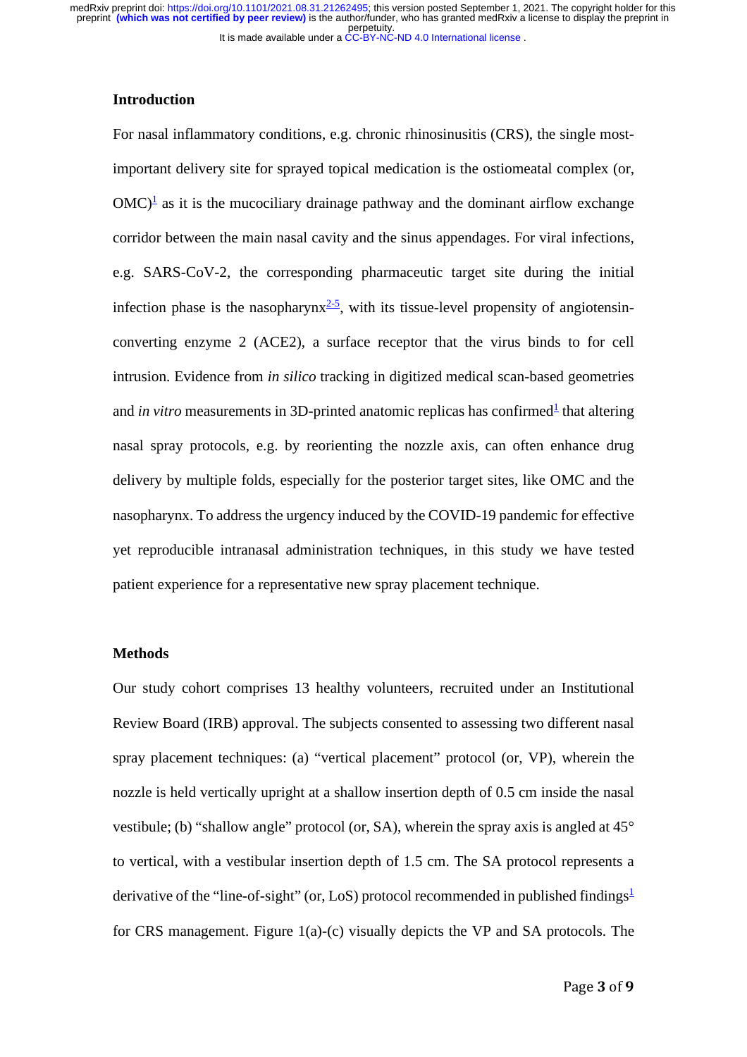## Introduction

For nasal inflammatory conditions, e.g. chronic rhinosinusitis (CRS), the single most-important delivery site for sprayed topical medication is the ostiomeatal complex (or, OMC)[1] as it is the mucociliary drainage pathway and the dominant airflow exchange corridor between the main nasal cavity and the sinus appendages. For viral infections, e.g. SARS-CoV-2, the corresponding pharmaceutic target site during the initial infection phase is the nasopharynx[2-5], with its tissue-level propensity of angiotensin-converting enzyme 2 (ACE2), a surface receptor that the virus binds to for cell intrusion. Evidence from *in silico* tracking in digitized medical scan-based geometries and *in vitro* measurements in 3D-printed anatomic replicas has confirmed[1] that altering nasal spray protocols, e.g. by reorienting the nozzle axis, can often enhance drug delivery by multiple folds, especially for the posterior target sites, like OMC and the nasopharynx. To address the urgency induced by the COVID-19 pandemic for effective yet reproducible intranasal administration techniques, in this study we have tested patient experience for a representative new spray placement technique.

## Methods

Our study cohort comprises 13 healthy volunteers, recruited under an Institutional Review Board (IRB) approval. The subjects consented to assessing two different nasal spray placement techniques: (a) "vertical placement" protocol (or, VP), wherein the nozzle is held vertically upright at a shallow insertion depth of 0.5 cm inside the nasal vestibule; (b) "shallow angle" protocol (or, SA), wherein the spray axis is angled at 45° to vertical, with a vestibular insertion depth of 1.5 cm. The SA protocol represents a derivative of the "line-of-sight" (or, LoS) protocol recommended in published findings[1] for CRS management. Figure 1(a)-(c) visually depicts the VP and SA protocols. The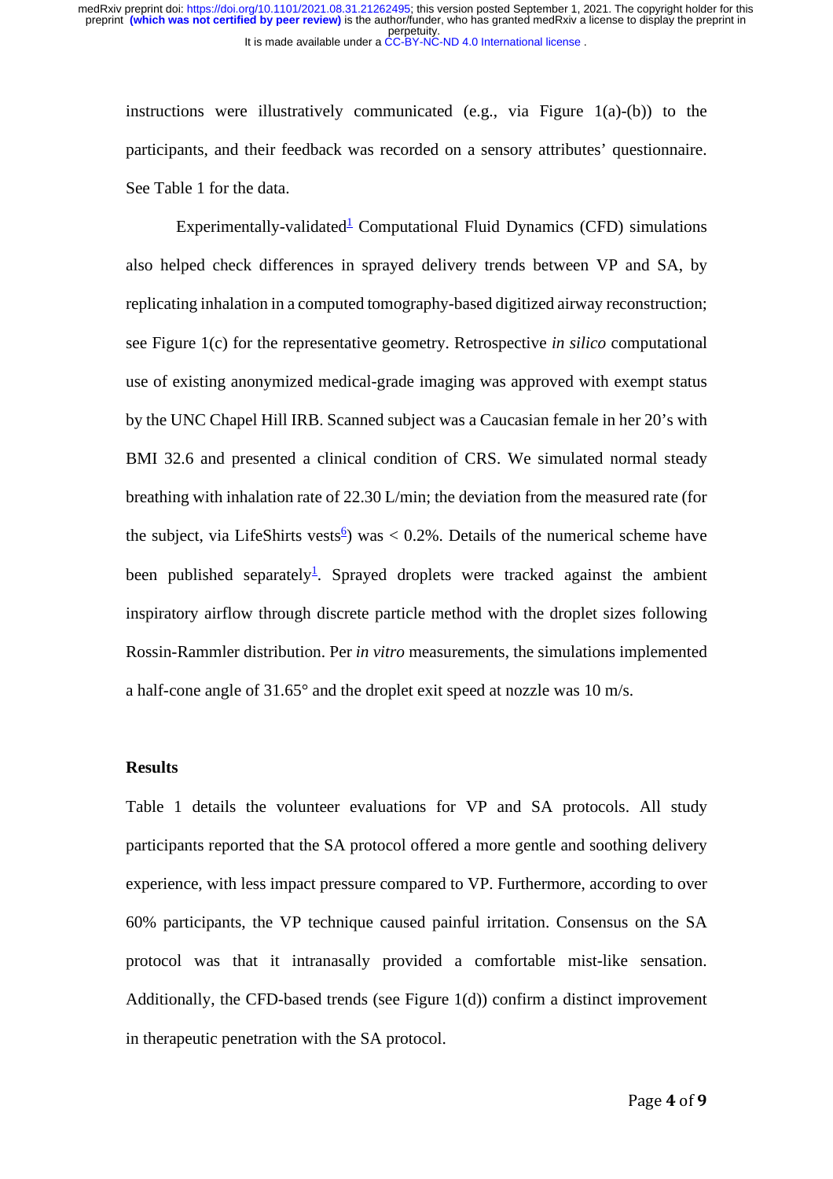instructions were illustratively communicated (e.g., via Figure 1(a)-(b)) to the participants, and their feedback was recorded on a sensory attributes' questionnaire. See Table 1 for the data.

Experimentally-validated[1] Computational Fluid Dynamics (CFD) simulations also helped check differences in sprayed delivery trends between VP and SA, by replicating inhalation in a computed tomography-based digitized airway reconstruction; see Figure 1(c) for the representative geometry. Retrospective *in silico* computational use of existing anonymized medical-grade imaging was approved with exempt status by the UNC Chapel Hill IRB. Scanned subject was a Caucasian female in her 20's with BMI 32.6 and presented a clinical condition of CRS. We simulated normal steady breathing with inhalation rate of 22.30 L/min; the deviation from the measured rate (for the subject, via LifeShirts vests[6]) was < 0.2%. Details of the numerical scheme have been published separately[1]. Sprayed droplets were tracked against the ambient inspiratory airflow through discrete particle method with the droplet sizes following Rossin-Rammler distribution. Per *in vitro* measurements, the simulations implemented a half-cone angle of 31.65° and the droplet exit speed at nozzle was 10 m/s.

## Results

Table 1 details the volunteer evaluations for VP and SA protocols. All study participants reported that the SA protocol offered a more gentle and soothing delivery experience, with less impact pressure compared to VP. Furthermore, according to over 60% participants, the VP technique caused painful irritation. Consensus on the SA protocol was that it intranasally provided a comfortable mist-like sensation. Additionally, the CFD-based trends (see Figure 1(d)) confirm a distinct improvement in therapeutic penetration with the SA protocol.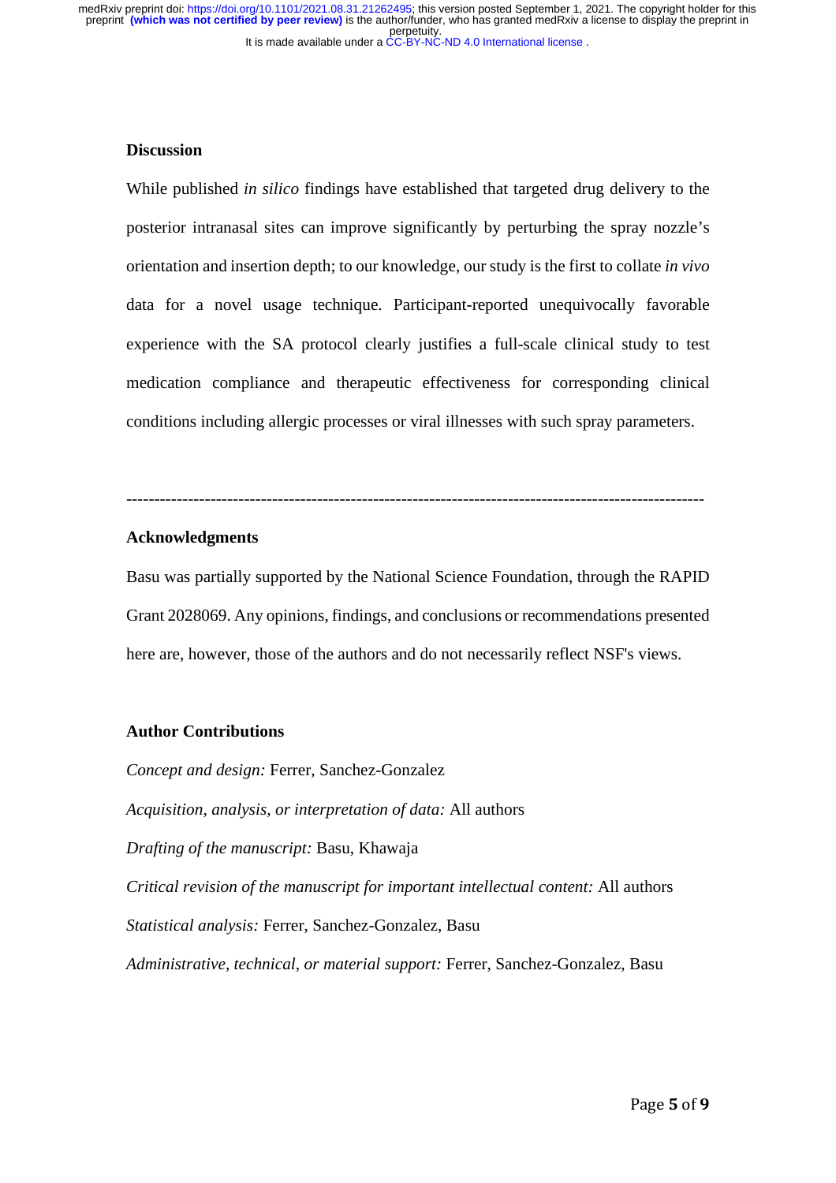## Discussion

While published *in silico* findings have established that targeted drug delivery to the posterior intranasal sites can improve significantly by perturbing the spray nozzle's orientation and insertion depth; to our knowledge, our study is the first to collate *in vivo* data for a novel usage technique. Participant-reported unequivocally favorable experience with the SA protocol clearly justifies a full-scale clinical study to test medication compliance and therapeutic effectiveness for corresponding clinical conditions including allergic processes or viral illnesses with such spray parameters.

---

## Acknowledgments

Basu was partially supported by the National Science Foundation, through the RAPID Grant 2028069. Any opinions, findings, and conclusions or recommendations presented here are, however, those of the authors and do not necessarily reflect NSF's views.

## Author Contributions

*Concept and design:* Ferrer, Sanchez-Gonzalez

*Acquisition, analysis, or interpretation of data:* All authors

*Drafting of the manuscript:* Basu, Khawaja

*Critical revision of the manuscript for important intellectual content:* All authors

*Statistical analysis:* Ferrer, Sanchez-Gonzalez, Basu

*Administrative, technical, or material support:* Ferrer, Sanchez-Gonzalez, Basu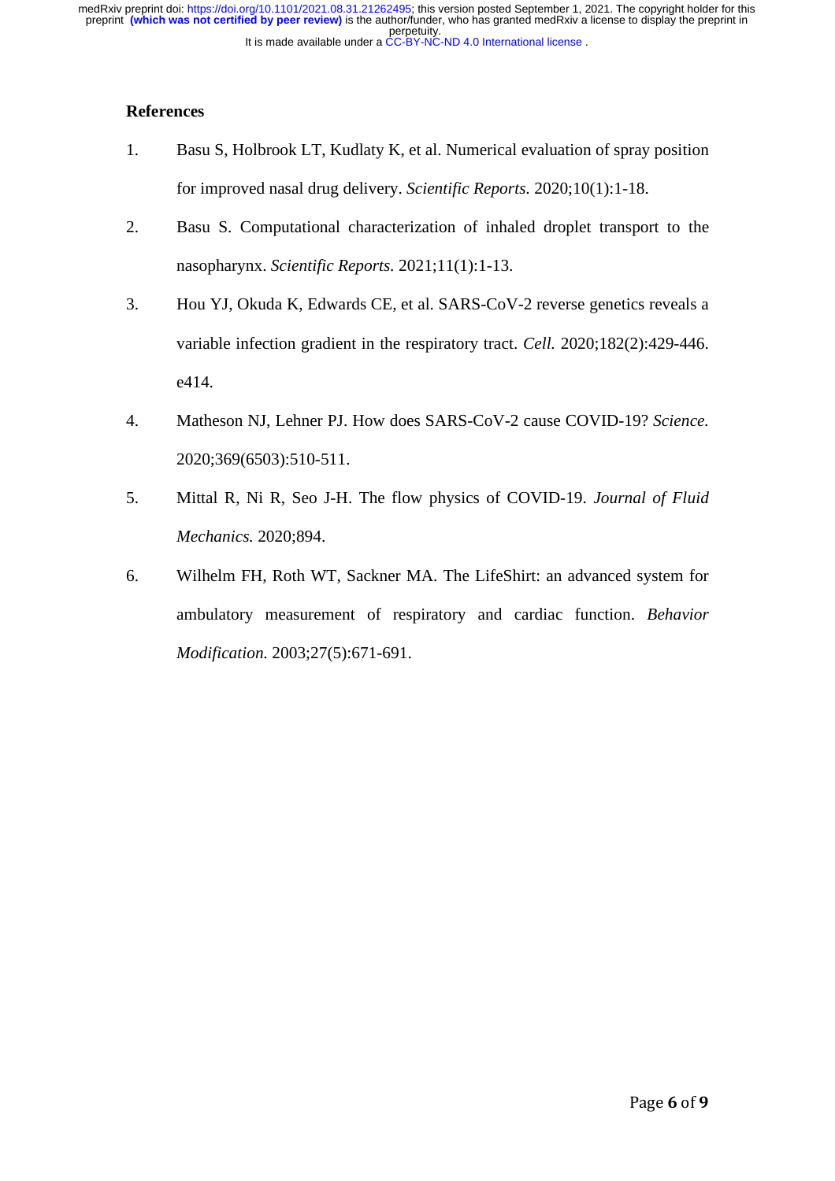## References

1. Basu S, Holbrook LT, Kudlaty K, et al. Numerical evaluation of spray position for improved nasal drug delivery. *Scientific Reports.* 2020;10(1):1-18.
2. Basu S. Computational characterization of inhaled droplet transport to the nasopharynx. *Scientific Reports.* 2021;11(1):1-13.
3. Hou YJ, Okuda K, Edwards CE, et al. SARS-CoV-2 reverse genetics reveals a variable infection gradient in the respiratory tract. *Cell.* 2020;182(2):429-446. e414.
4. Matheson NJ, Lehner PJ. How does SARS-CoV-2 cause COVID-19? *Science.* 2020;369(6503):510-511.
5. Mittal R, Ni R, Seo J-H. The flow physics of COVID-19. *Journal of Fluid Mechanics.* 2020;894.
6. Wilhelm FH, Roth WT, Sackner MA. The LifeShirt: an advanced system for ambulatory measurement of respiratory and cardiac function. *Behavior Modification.* 2003;27(5):671-691.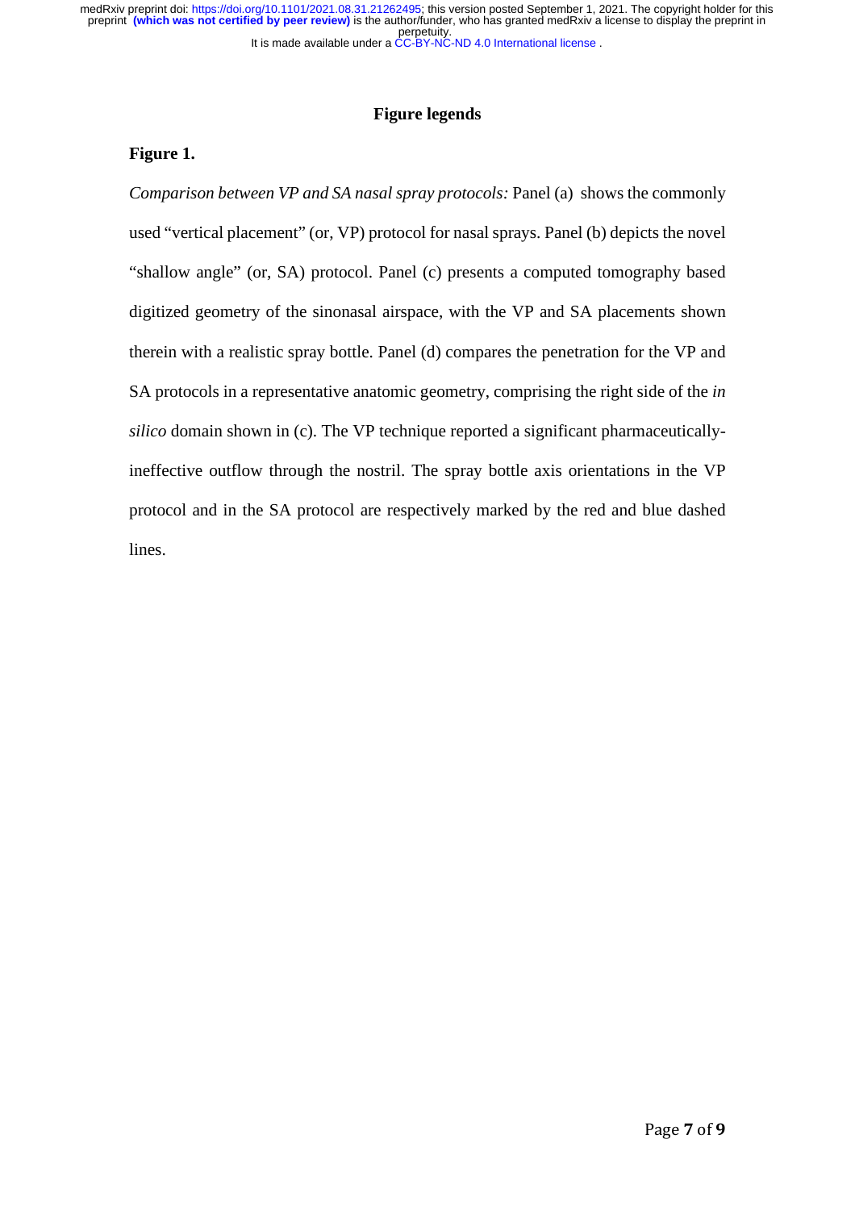## Figure legends

### Figure 1.

*Comparison between VP and SA nasal spray protocols:* Panel (a) shows the commonly used "vertical placement" (or, VP) protocol for nasal sprays. Panel (b) depicts the novel "shallow angle" (or, SA) protocol. Panel (c) presents a computed tomography based digitized geometry of the sinonasal airspace, with the VP and SA placements shown therein with a realistic spray bottle. Panel (d) compares the penetration for the VP and SA protocols in a representative anatomic geometry, comprising the right side of the *in silico* domain shown in (c). The VP technique reported a significant pharmaceutically-ineffective outflow through the nostril. The spray bottle axis orientations in the VP protocol and in the SA protocol are respectively marked by the red and blue dashed lines.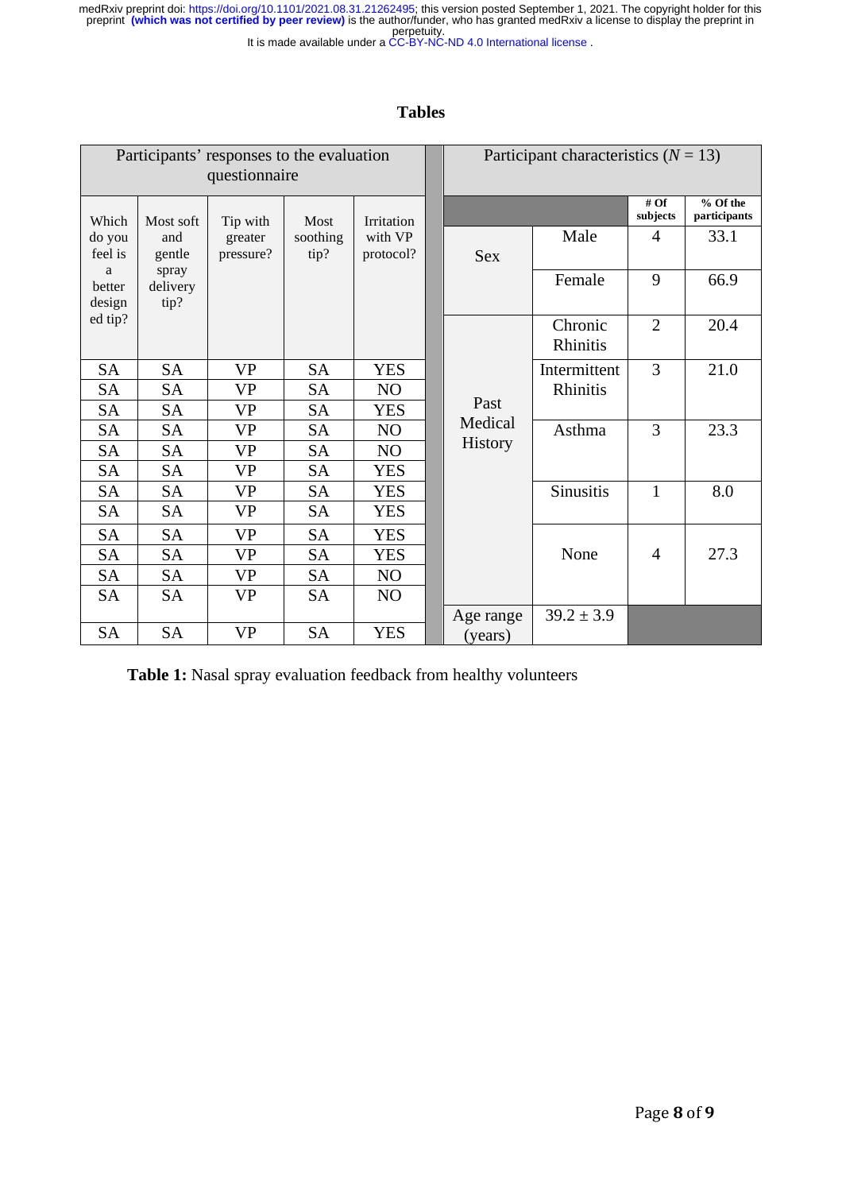## Tables

| Which do you feel is a better designed tip? | Most soft and gentle spray delivery tip? | Tip with greater pressure? | Most soothing tip? | Irritation with VP protocol? |
|---|---|---|---|---|
| SA | SA | VP | SA | YES |
| SA | SA | VP | SA | NO |
| SA | SA | VP | SA | YES |
| SA | SA | VP | SA | NO |
| SA | SA | VP | SA | NO |
| SA | SA | VP | SA | YES |
| SA | SA | VP | SA | YES |
| SA | SA | VP | SA | YES |
| SA | SA | VP | SA | YES |
| SA | SA | VP | SA | YES |
| SA | SA | VP | SA | NO |
| SA | SA | VP | SA | NO |
| SA | SA | VP | SA | YES |

Participants' responses to the evaluation questionnaire

| Participant characteristics ($N$ = 13) | | # Of subjects | % Of the participants |
|---|---|---|---|
| Sex | Male | 4 | 33.1 |
| | Female | 9 | 66.9 |
| Past Medical History | Chronic Rhinitis | 2 | 20.4 |
| | Intermittent Rhinitis | 3 | 21.0 |
| | Asthma | 3 | 23.3 |
| | Sinusitis | 1 | 8.0 |
| | None | 4 | 27.3 |
| Age range (years) | 39.2 ± 3.9 | | |

**Table 1:** Nasal spray evaluation feedback from healthy volunteers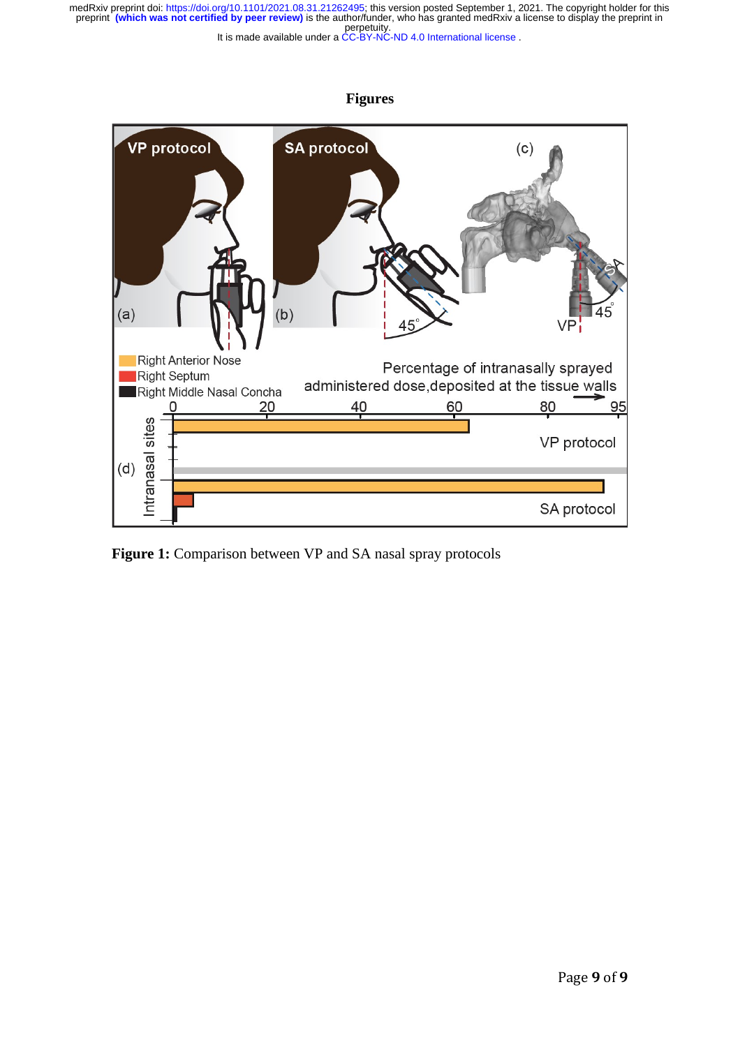# Figures

VP protocol

SA protocol

(a)

(b)

(c)

45°

45°

VP

SA

Right Anterior Nose

Right Septum

Right Middle Nasal Concha

Percentage of intranasally sprayed administered dose,deposited at the tissue walls

0 20 40 60 80 95

(d)

Intranasal sites

VP protocol

SA protocol

**Figure 1:** Comparison between VP and SA nasal spray protocols